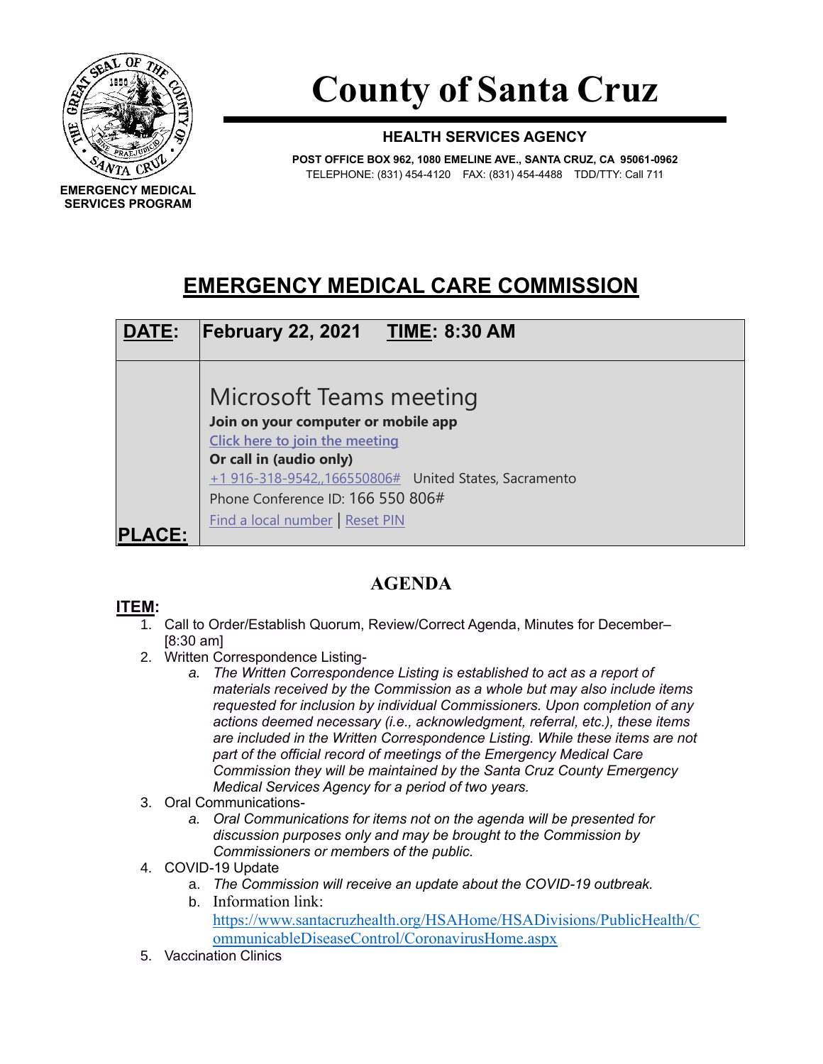EMERGENCY MEDICAL SERVICES PROGRAM

# County of Santa Cruz

**HEALTH SERVICES AGENCY**

**POST OFFICE BOX 962, 1080 EMELINE AVE., SANTA CRUZ, CA 95061-0962**
TELEPHONE: (831) 454-4120 FAX: (831) 454-4488 TDD/TTY: Call 711

## EMERGENCY MEDICAL CARE COMMISSION

| **DATE:** | **February 22, 2021** **TIME: 8:30 AM** |
|---|---|
| **PLACE:** | Microsoft Teams meeting<br>**Join on your computer or mobile app**<br>Click here to join the meeting<br>**Or call in (audio only)**<br>+1 916-318-9542,,166550806# United States, Sacramento<br>Phone Conference ID: 166 550 806#<br>Find a local number \| Reset PIN |

## AGENDA

**ITEM:**

1. Call to Order/Establish Quorum, Review/Correct Agenda, Minutes for December– [8:30 am]
2. Written Correspondence Listing-
   a. *The Written Correspondence Listing is established to act as a report of materials received by the Commission as a whole but may also include items requested for inclusion by individual Commissioners. Upon completion of any actions deemed necessary (i.e., acknowledgment, referral, etc.), these items are included in the Written Correspondence Listing. While these items are not part of the official record of meetings of the Emergency Medical Care Commission they will be maintained by the Santa Cruz County Emergency Medical Services Agency for a period of two years.*
3. Oral Communications-
   a. *Oral Communications for items not on the agenda will be presented for discussion purposes only and may be brought to the Commission by Commissioners or members of the public.*
4. COVID-19 Update
   a. *The Commission will receive an update about the COVID-19 outbreak.*
   b. Information link: https://www.santacruzhealth.org/HSAHome/HSADivisions/PublicHealth/CommunicableDiseaseControl/CoronavirusHome.aspx
5. Vaccination Clinics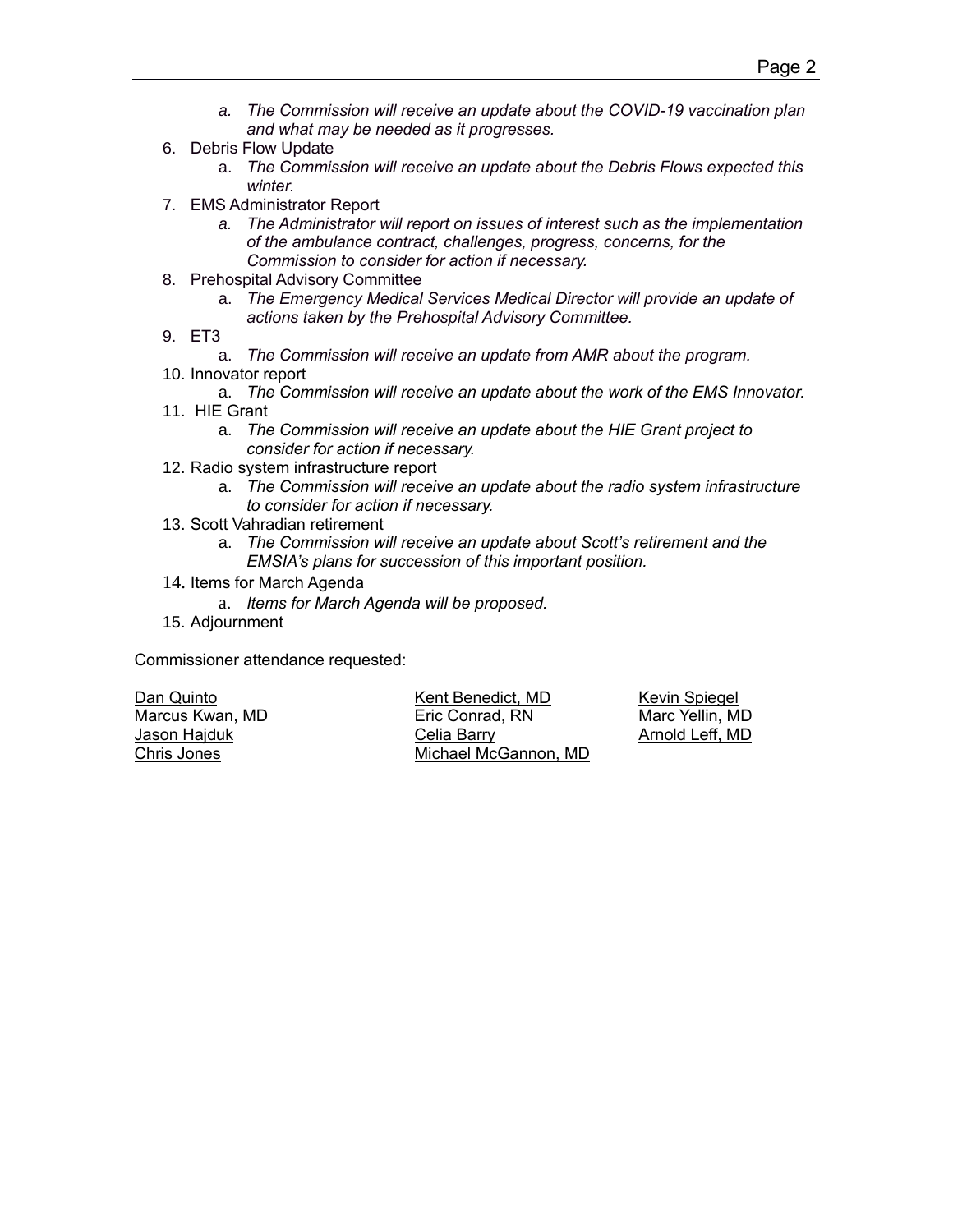- a. *The Commission will receive an update about the COVID-19 vaccination plan and what may be needed as it progresses.*

6. Debris Flow Update
   - a. *The Commission will receive an update about the Debris Flows expected this winter.*
7. EMS Administrator Report
   - a. *The Administrator will report on issues of interest such as the implementation of the ambulance contract, challenges, progress, concerns, for the Commission to consider for action if necessary.*
8. Prehospital Advisory Committee
   - a. *The Emergency Medical Services Medical Director will provide an update of actions taken by the Prehospital Advisory Committee.*
9. ET3
   - a. *The Commission will receive an update from AMR about the program.*
10. Innovator report
    - a. *The Commission will receive an update about the work of the EMS Innovator.*
11. HIE Grant
    - a. *The Commission will receive an update about the HIE Grant project to consider for action if necessary.*
12. Radio system infrastructure report
    - a. *The Commission will receive an update about the radio system infrastructure to consider for action if necessary.*
13. Scott Vahradian retirement
    - a. *The Commission will receive an update about Scott's retirement and the EMSIA's plans for succession of this important position.*
14. Items for March Agenda
    - a. *Items for March Agenda will be proposed.*
15. Adjournment

Commissioner attendance requested:

Dan Quinto
Marcus Kwan, MD
Jason Hajduk
Chris Jones
Kent Benedict, MD
Eric Conrad, RN
Celia Barry
Michael McGannon, MD
Kevin Spiegel
Marc Yellin, MD
Arnold Leff, MD